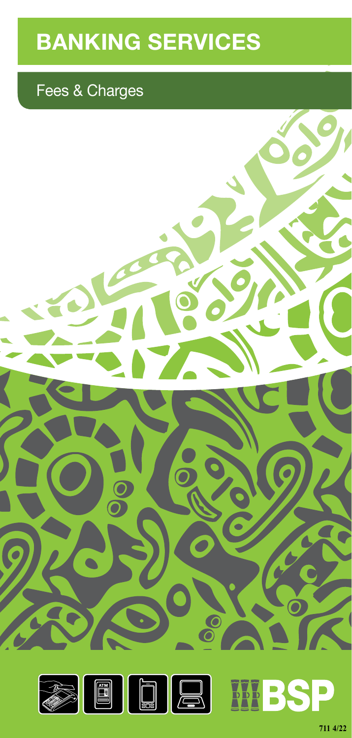# BANKING SERVICES

## Fees & Charges

BSP

711 4/22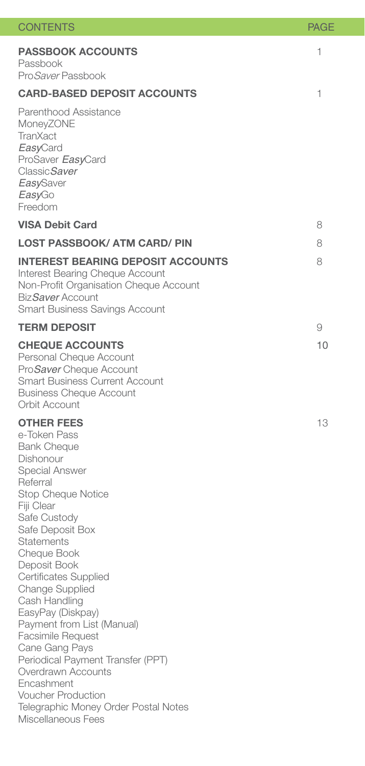| CONTENTS | PAGE |
|---|---|
| **PASSBOOK ACCOUNTS**<br>Passbook<br>Pro*Saver* Passbook | 1 |
| **CARD-BASED DEPOSIT ACCOUNTS**<br>Parenthood Assistance<br>MoneyZONE<br>TranXact<br>*Easy*Card<br>ProSaver *Easy*Card<br>Classic*Saver*<br>*Easy*Saver<br>*Easy*Go<br>Freedom | 1 |
| **VISA Debit Card** | 8 |
| **LOST PASSBOOK/ ATM CARD/ PIN** | 8 |
| **INTEREST BEARING DEPOSIT ACCOUNTS**<br>Interest Bearing Cheque Account<br>Non-Profit Organisation Cheque Account<br>Biz*Saver* Account<br>Smart Business Savings Account | 8 |
| **TERM DEPOSIT** | 9 |
| **CHEQUE ACCOUNTS**<br>Personal Cheque Account<br>Pro*Saver* Cheque Account<br>Smart Business Current Account<br>Business Cheque Account<br>Orbit Account | 10 |
| **OTHER FEES**<br>e-Token Pass<br>Bank Cheque<br>Dishonour<br>Special Answer<br>Referral<br>Stop Cheque Notice<br>Fiji Clear<br>Safe Custody<br>Safe Deposit Box<br>Statements<br>Cheque Book<br>Deposit Book<br>Certificates Supplied<br>Change Supplied<br>Cash Handling<br>EasyPay (Diskpay)<br>Payment from List (Manual)<br>Facsimile Request<br>Cane Gang Pays<br>Periodical Payment Transfer (PPT)<br>Overdrawn Accounts<br>Encashment<br>Voucher Production<br>Telegraphic Money Order Postal Notes<br>Miscellaneous Fees | 13 |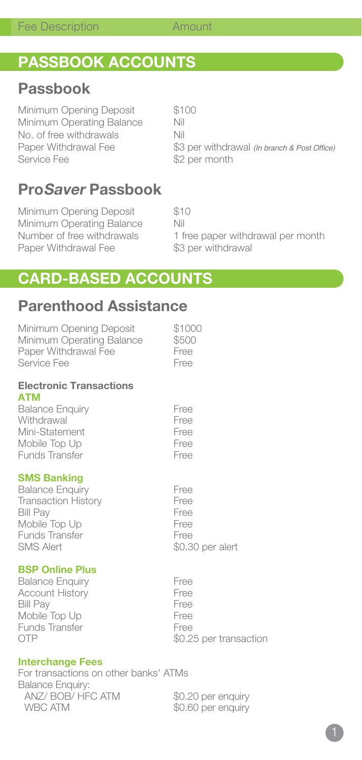| Fee Description | Amount |
| --- | --- |

## PASSBOOK ACCOUNTS

### Passbook

| | |
| --- | --- |
| Minimum Opening Deposit | $100 |
| Minimum Operating Balance | Nil |
| No. of free withdrawals | Nil |
| Paper Withdrawal Fee | $3 per withdrawal *(In branch & Post Office)* |
| Service Fee | $2 per month |

### Pro*Saver* Passbook

| | |
| --- | --- |
| Minimum Opening Deposit | $10 |
| Minimum Operating Balance | Nil |
| Number of free withdrawals | 1 free paper withdrawal per month |
| Paper Withdrawal Fee | $3 per withdrawal |

## CARD-BASED ACCOUNTS

### Parenthood Assistance

| | |
| --- | --- |
| Minimum Opening Deposit | $1000 |
| Minimum Operating Balance | $500 |
| Paper Withdrawal Fee | Free |
| Service Fee | Free |

**Electronic Transactions**

**ATM**

| | |
| --- | --- |
| Balance Enquiry | Free |
| Withdrawal | Free |
| Mini-Statement | Free |
| Mobile Top Up | Free |
| Funds Transfer | Free |

**SMS Banking**

| | |
| --- | --- |
| Balance Enquiry | Free |
| Transaction History | Free |
| Bill Pay | Free |
| Mobile Top Up | Free |
| Funds Transfer | Free |
| SMS Alert | $0.30 per alert |

**BSP Online Plus**

| | |
| --- | --- |
| Balance Enquiry | Free |
| Account History | Free |
| Bill Pay | Free |
| Mobile Top Up | Free |
| Funds Transfer | Free |
| OTP | $0.25 per transaction |

**Interchange Fees**

For transactions on other banks' ATMs

Balance Enquiry:

| | |
| --- | --- |
| ANZ/ BOB/ HFC ATM | $0.20 per enquiry |
| WBC ATM | $0.60 per enquiry |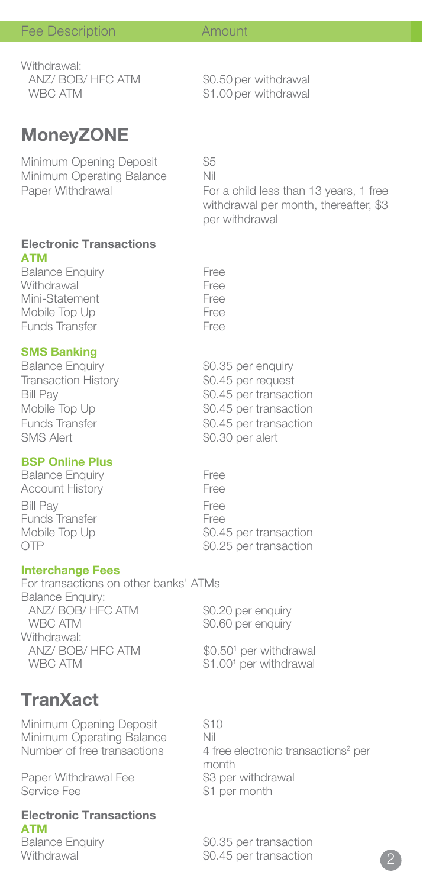| Fee Description | Amount |
| --- | --- |
| Withdrawal: | |
| ANZ/ BOB/ HFC ATM | $0.50 per withdrawal |
| WBC ATM | $1.00 per withdrawal |

## MoneyZONE

| | |
| --- | --- |
| Minimum Opening Deposit | $5 |
| Minimum Operating Balance | Nil |
| Paper Withdrawal | For a child less than 13 years, 1 free withdrawal per month, thereafter, $3 per withdrawal |

**Electronic Transactions**

**ATM**

| | |
| --- | --- |
| Balance Enquiry | Free |
| Withdrawal | Free |
| Mini-Statement | Free |
| Mobile Top Up | Free |
| Funds Transfer | Free |

**SMS Banking**

| | |
| --- | --- |
| Balance Enquiry | $0.35 per enquiry |
| Transaction History | $0.45 per request |
| Bill Pay | $0.45 per transaction |
| Mobile Top Up | $0.45 per transaction |
| Funds Transfer | $0.45 per transaction |
| SMS Alert | $0.30 per alert |

**BSP Online Plus**

| | |
| --- | --- |
| Balance Enquiry | Free |
| Account History | Free |
| Bill Pay | Free |
| Funds Transfer | Free |
| Mobile Top Up | $0.45 per transaction |
| OTP | $0.25 per transaction |

**Interchange Fees**

For transactions on other banks' ATMs

| | |
| --- | --- |
| Balance Enquiry: | |
| ANZ/ BOB/ HFC ATM | $0.20 per enquiry |
| WBC ATM | $0.60 per enquiry |
| Withdrawal: | |
| ANZ/ BOB/ HFC ATM | $0.50[1] per withdrawal |
| WBC ATM | $1.00[1] per withdrawal |

## TranXact

| | |
| --- | --- |
| Minimum Opening Deposit | $10 |
| Minimum Operating Balance | Nil |
| Number of free transactions | 4 free electronic transactions[2] per month |
| Paper Withdrawal Fee | $3 per withdrawal |
| Service Fee | $1 per month |

**Electronic Transactions**

**ATM**

| | |
| --- | --- |
| Balance Enquiry | $0.35 per transaction |
| Withdrawal | $0.45 per transaction |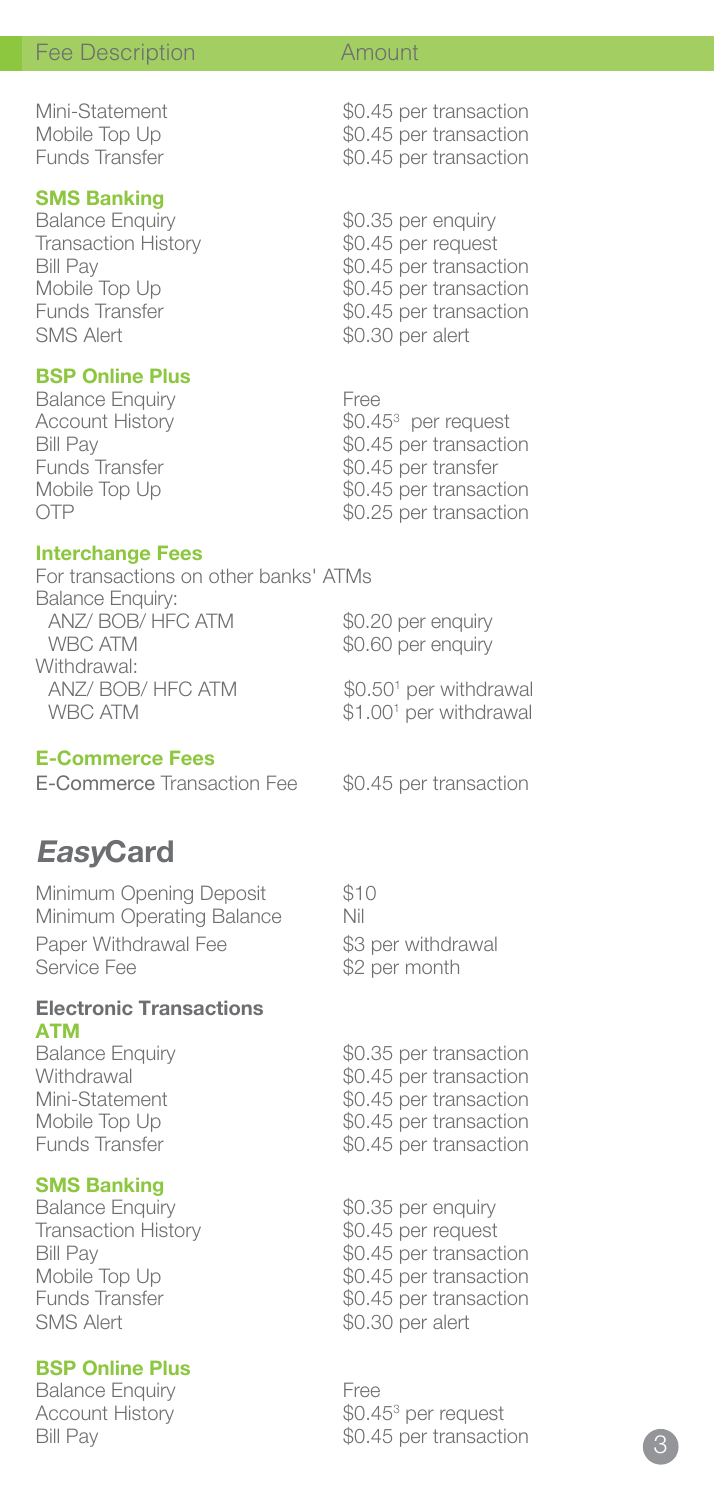| Fee Description | Amount |
|---|---|
| Mini-Statement | $0.45 per transaction |
| Mobile Top Up | $0.45 per transaction |
| Funds Transfer | $0.45 per transaction |

**SMS Banking**

| Fee Description | Amount |
|---|---|
| Balance Enquiry | $0.35 per enquiry |
| Transaction History | $0.45 per request |
| Bill Pay | $0.45 per transaction |
| Mobile Top Up | $0.45 per transaction |
| Funds Transfer | $0.45 per transaction |
| SMS Alert | $0.30 per alert |

**BSP Online Plus**

| Fee Description | Amount |
|---|---|
| Balance Enquiry | Free |
| Account History | $0.45[3] per request |
| Bill Pay | $0.45 per transaction |
| Funds Transfer | $0.45 per transfer |
| Mobile Top Up | $0.45 per transaction |
| OTP | $0.25 per transaction |

**Interchange Fees**

For transactions on other banks' ATMs

| Fee Description | Amount |
|---|---|
| Balance Enquiry: | |
| ANZ/ BOB/ HFC ATM | $0.20 per enquiry |
| WBC ATM | $0.60 per enquiry |
| Withdrawal: | |
| ANZ/ BOB/ HFC ATM | $0.50[1] per withdrawal |
| WBC ATM | $1.00[1] per withdrawal |

**E-Commerce Fees**

| Fee Description | Amount |
|---|---|
| E-Commerce Transaction Fee | $0.45 per transaction |

# *Easy*Card

| Fee Description | Amount |
|---|---|
| Minimum Opening Deposit | $10 |
| Minimum Operating Balance | Nil |
| Paper Withdrawal Fee | $3 per withdrawal |
| Service Fee | $2 per month |

**Electronic Transactions**

**ATM**

| Fee Description | Amount |
|---|---|
| Balance Enquiry | $0.35 per transaction |
| Withdrawal | $0.45 per transaction |
| Mini-Statement | $0.45 per transaction |
| Mobile Top Up | $0.45 per transaction |
| Funds Transfer | $0.45 per transaction |

**SMS Banking**

| Fee Description | Amount |
|---|---|
| Balance Enquiry | $0.35 per enquiry |
| Transaction History | $0.45 per request |
| Bill Pay | $0.45 per transaction |
| Mobile Top Up | $0.45 per transaction |
| Funds Transfer | $0.45 per transaction |
| SMS Alert | $0.30 per alert |

**BSP Online Plus**

| Fee Description | Amount |
|---|---|
| Balance Enquiry | Free |
| Account History | $0.45[3] per request |
| Bill Pay | $0.45 per transaction |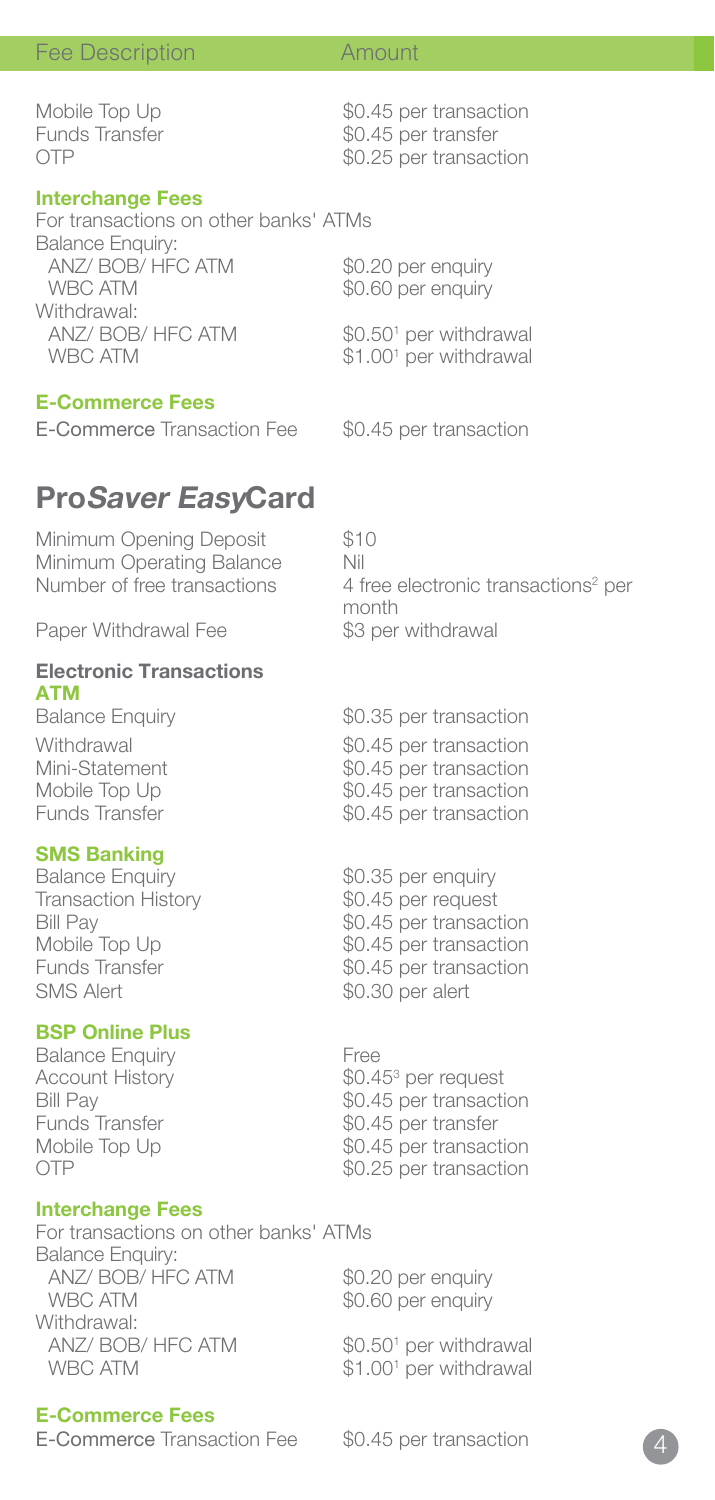| Fee Description | Amount |
| --- | --- |
| Mobile Top Up | $0.45 per transaction |
| Funds Transfer | $0.45 per transfer |
| OTP | $0.25 per transaction |

**Interchange Fees**

For transactions on other banks' ATMs

| | |
| --- | --- |
| Balance Enquiry: | |
| ANZ/ BOB/ HFC ATM | $0.20 per enquiry |
| WBC ATM | $0.60 per enquiry |
| Withdrawal: | |
| ANZ/ BOB/ HFC ATM | $0.50[1] per withdrawal |
| WBC ATM | $1.00[1] per withdrawal |

**E-Commerce Fees**

| | |
| --- | --- |
| E-Commerce Transaction Fee | $0.45 per transaction |

## Pro*Saver Easy*Card

| | |
| --- | --- |
| Minimum Opening Deposit | $10 |
| Minimum Operating Balance | Nil |
| Number of free transactions | 4 free electronic transactions[2] per month |
| Paper Withdrawal Fee | $3 per withdrawal |

**Electronic Transactions**

**ATM**

| | |
| --- | --- |
| Balance Enquiry | $0.35 per transaction |
| Withdrawal | $0.45 per transaction |
| Mini-Statement | $0.45 per transaction |
| Mobile Top Up | $0.45 per transaction |
| Funds Transfer | $0.45 per transaction |

**SMS Banking**

| | |
| --- | --- |
| Balance Enquiry | $0.35 per enquiry |
| Transaction History | $0.45 per request |
| Bill Pay | $0.45 per transaction |
| Mobile Top Up | $0.45 per transaction |
| Funds Transfer | $0.45 per transaction |
| SMS Alert | $0.30 per alert |

**BSP Online Plus**

| | |
| --- | --- |
| Balance Enquiry | Free |
| Account History | $0.45[3] per request |
| Bill Pay | $0.45 per transaction |
| Funds Transfer | $0.45 per transfer |
| Mobile Top Up | $0.45 per transaction |
| OTP | $0.25 per transaction |

**Interchange Fees**

For transactions on other banks' ATMs

| | |
| --- | --- |
| Balance Enquiry: | |
| ANZ/ BOB/ HFC ATM | $0.20 per enquiry |
| WBC ATM | $0.60 per enquiry |
| Withdrawal: | |
| ANZ/ BOB/ HFC ATM | $0.50[1] per withdrawal |
| WBC ATM | $1.00[1] per withdrawal |

**E-Commerce Fees**

| | |
| --- | --- |
| E-Commerce Transaction Fee | $0.45 per transaction |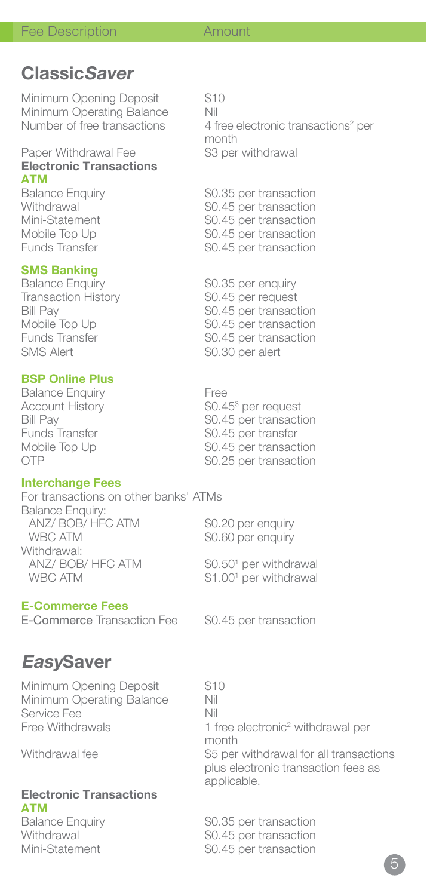| Fee Description | Amount |
|---|---|

## Classic*Saver*

| | |
|---|---|
| Minimum Opening Deposit | $10 |
| Minimum Operating Balance | Nil |
| Number of free transactions | 4 free electronic transactions[2] per month |
| Paper Withdrawal Fee | $3 per withdrawal |

### Electronic Transactions

**ATM**

| | |
|---|---|
| Balance Enquiry | $0.35 per transaction |
| Withdrawal | $0.45 per transaction |
| Mini-Statement | $0.45 per transaction |
| Mobile Top Up | $0.45 per transaction |
| Funds Transfer | $0.45 per transaction |

**SMS Banking**

| | |
|---|---|
| Balance Enquiry | $0.35 per enquiry |
| Transaction History | $0.45 per request |
| Bill Pay | $0.45 per transaction |
| Mobile Top Up | $0.45 per transaction |
| Funds Transfer | $0.45 per transaction |
| SMS Alert | $0.30 per alert |

**BSP Online Plus**

| | |
|---|---|
| Balance Enquiry | Free |
| Account History | $0.45[3] per request |
| Bill Pay | $0.45 per transaction |
| Funds Transfer | $0.45 per transfer |
| Mobile Top Up | $0.45 per transaction |
| OTP | $0.25 per transaction |

**Interchange Fees**

For transactions on other banks' ATMs

| | |
|---|---|
| Balance Enquiry: | |
| ANZ/ BOB/ HFC ATM | $0.20 per enquiry |
| WBC ATM | $0.60 per enquiry |
| Withdrawal: | |
| ANZ/ BOB/ HFC ATM | $0.50[1] per withdrawal |
| WBC ATM | $1.00[1] per withdrawal |

**E-Commerce Fees**

| | |
|---|---|
| E-Commerce Transaction Fee | $0.45 per transaction |

## *Easy*Saver

| | |
|---|---|
| Minimum Opening Deposit | $10 |
| Minimum Operating Balance | Nil |
| Service Fee | Nil |
| Free Withdrawals | 1 free electronic[2] withdrawal per month |
| Withdrawal fee | $5 per withdrawal for all transactions plus electronic transaction fees as applicable. |

### Electronic Transactions

**ATM**

| | |
|---|---|
| Balance Enquiry | $0.35 per transaction |
| Withdrawal | $0.45 per transaction |
| Mini-Statement | $0.45 per transaction |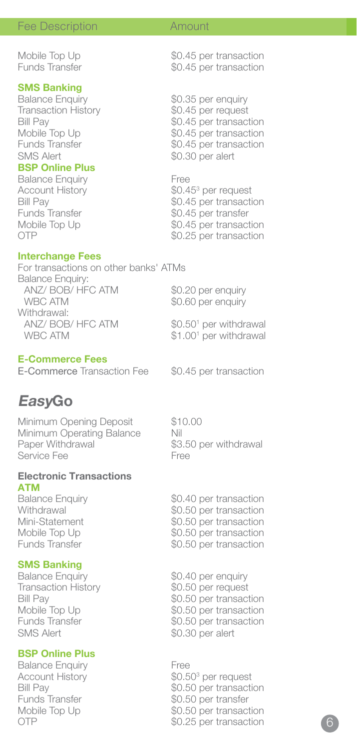| Fee Description | Amount |
|---|---|
| Mobile Top Up | $0.45 per transaction |
| Funds Transfer | $0.45 per transaction |
| **SMS Banking** | |
| Balance Enquiry | $0.35 per enquiry |
| Transaction History | $0.45 per request |
| Bill Pay | $0.45 per transaction |
| Mobile Top Up | $0.45 per transaction |
| Funds Transfer | $0.45 per transaction |
| SMS Alert | $0.30 per alert |
| **BSP Online Plus** | |
| Balance Enquiry | Free |
| Account History | $0.45[3] per request |
| Bill Pay | $0.45 per transaction |
| Funds Transfer | $0.45 per transfer |
| Mobile Top Up | $0.45 per transaction |
| OTP | $0.25 per transaction |
| **Interchange Fees** | |
| For transactions on other banks' ATMs | |
| Balance Enquiry: | |
| ANZ/ BOB/ HFC ATM | $0.20 per enquiry |
| WBC ATM | $0.60 per enquiry |
| Withdrawal: | |
| ANZ/ BOB/ HFC ATM | $0.50[1] per withdrawal |
| WBC ATM | $1.00[1] per withdrawal |
| **E-Commerce Fees** | |
| E-Commerce Transaction Fee | $0.45 per transaction |

## *Easy*Go

| | |
|---|---|
| Minimum Opening Deposit | $10.00 |
| Minimum Operating Balance | Nil |
| Paper Withdrawal | $3.50 per withdrawal |
| Service Fee | Free |
| **Electronic Transactions** | |
| **ATM** | |
| Balance Enquiry | $0.40 per transaction |
| Withdrawal | $0.50 per transaction |
| Mini-Statement | $0.50 per transaction |
| Mobile Top Up | $0.50 per transaction |
| Funds Transfer | $0.50 per transaction |
| **SMS Banking** | |
| Balance Enquiry | $0.40 per enquiry |
| Transaction History | $0.50 per request |
| Bill Pay | $0.50 per transaction |
| Mobile Top Up | $0.50 per transaction |
| Funds Transfer | $0.50 per transaction |
| SMS Alert | $0.30 per alert |
| **BSP Online Plus** | |
| Balance Enquiry | Free |
| Account History | $0.50[3] per request |
| Bill Pay | $0.50 per transaction |
| Funds Transfer | $0.50 per transfer |
| Mobile Top Up | $0.50 per transaction |
| OTP | $0.25 per transaction |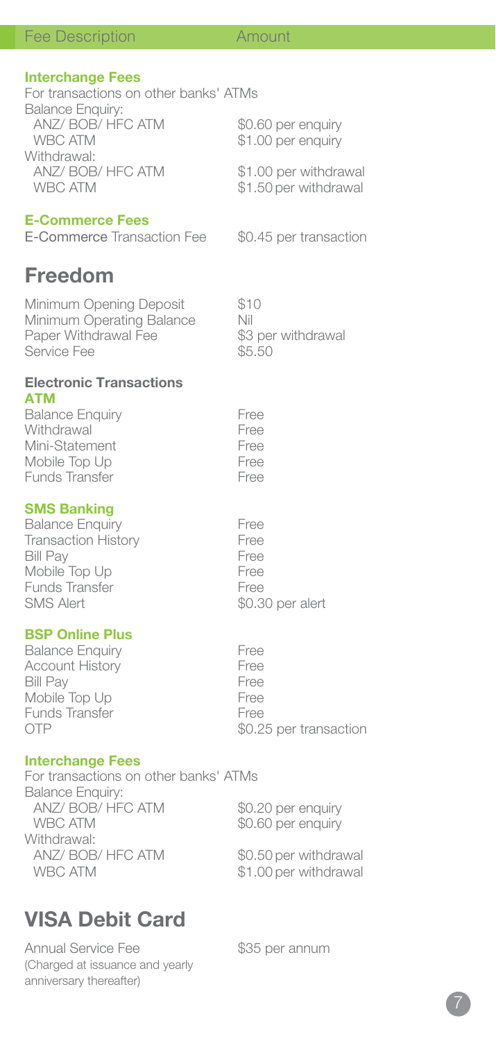| Fee Description | Amount |
| --- | --- |

**Interchange Fees**

For transactions on other banks' ATMs

| | |
| --- | --- |
| Balance Enquiry: | |
| ANZ/ BOB/ HFC ATM | $0.60 per enquiry |
| WBC ATM | $1.00 per enquiry |
| Withdrawal: | |
| ANZ/ BOB/ HFC ATM | $1.00 per withdrawal |
| WBC ATM | $1.50 per withdrawal |

**E-Commerce Fees**

| | |
| --- | --- |
| E-Commerce Transaction Fee | $0.45 per transaction |

## Freedom

| | |
| --- | --- |
| Minimum Opening Deposit | $10 |
| Minimum Operating Balance | Nil |
| Paper Withdrawal Fee | $3 per withdrawal |
| Service Fee | $5.50 |

**Electronic Transactions**

**ATM**

| | |
| --- | --- |
| Balance Enquiry | Free |
| Withdrawal | Free |
| Mini-Statement | Free |
| Mobile Top Up | Free |
| Funds Transfer | Free |

**SMS Banking**

| | |
| --- | --- |
| Balance Enquiry | Free |
| Transaction History | Free |
| Bill Pay | Free |
| Mobile Top Up | Free |
| Funds Transfer | Free |
| SMS Alert | $0.30 per alert |

**BSP Online Plus**

| | |
| --- | --- |
| Balance Enquiry | Free |
| Account History | Free |
| Bill Pay | Free |
| Mobile Top Up | Free |
| Funds Transfer | Free |
| OTP | $0.25 per transaction |

**Interchange Fees**

For transactions on other banks' ATMs

| | |
| --- | --- |
| Balance Enquiry: | |
| ANZ/ BOB/ HFC ATM | $0.20 per enquiry |
| WBC ATM | $0.60 per enquiry |
| Withdrawal: | |
| ANZ/ BOB/ HFC ATM | $0.50 per withdrawal |
| WBC ATM | $1.00 per withdrawal |

## VISA Debit Card

| | |
| --- | --- |
| Annual Service Fee (Charged at issuance and yearly anniversary thereafter) | $35 per annum |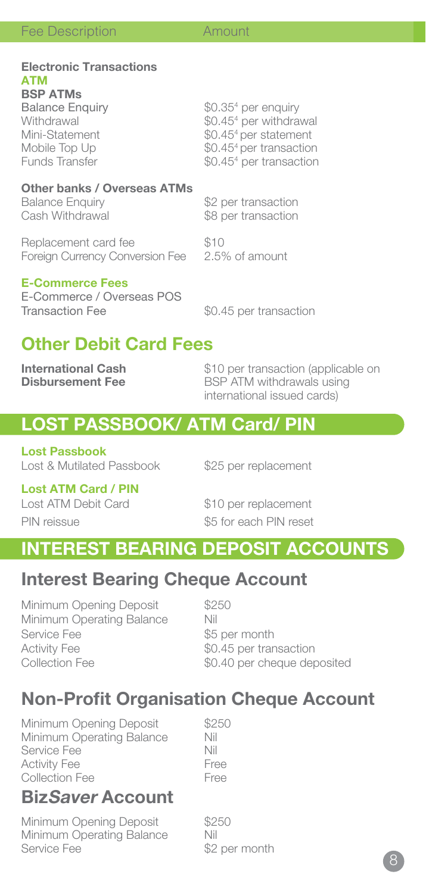| Fee Description | Amount |
|---|---|
| **Electronic Transactions** | |
| **ATM** | |
| **BSP ATMs** | |
| Balance Enquiry | \$0.35[4] per enquiry |
| Withdrawal | \$0.45[4] per withdrawal |
| Mini-Statement | \$0.45[4] per statement |
| Mobile Top Up | \$0.45[4] per transaction |
| Funds Transfer | \$0.45[4] per transaction |
| **Other banks / Overseas ATMs** | |
| Balance Enquiry | \$2 per transaction |
| Cash Withdrawal | \$8 per transaction |
| Replacement card fee | \$10 |
| Foreign Currency Conversion Fee | 2.5% of amount |
| **E-Commerce Fees** | |
| E-Commerce / Overseas POS Transaction Fee | \$0.45 per transaction |

## Other Debit Card Fees

| | |
|---|---|
| **International Cash Disbursement Fee** | \$10 per transaction (applicable on BSP ATM withdrawals using international issued cards) |

## LOST PASSBOOK/ ATM Card/ PIN

| | |
|---|---|
| **Lost Passbook** | |
| Lost & Mutilated Passbook | \$25 per replacement |
| **Lost ATM Card / PIN** | |
| Lost ATM Debit Card | \$10 per replacement |
| PIN reissue | \$5 for each PIN reset |

## INTEREST BEARING DEPOSIT ACCOUNTS

### Interest Bearing Cheque Account

| | |
|---|---|
| Minimum Opening Deposit | \$250 |
| Minimum Operating Balance | Nil |
| Service Fee | \$5 per month |
| Activity Fee | \$0.45 per transaction |
| Collection Fee | \$0.40 per cheque deposited |

### Non-Profit Organisation Cheque Account

| | |
|---|---|
| Minimum Opening Deposit | \$250 |
| Minimum Operating Balance | Nil |
| Service Fee | Nil |
| Activity Fee | Free |
| Collection Fee | Free |

### Biz*Saver* Account

| | |
|---|---|
| Minimum Opening Deposit | \$250 |
| Minimum Operating Balance | Nil |
| Service Fee | \$2 per month |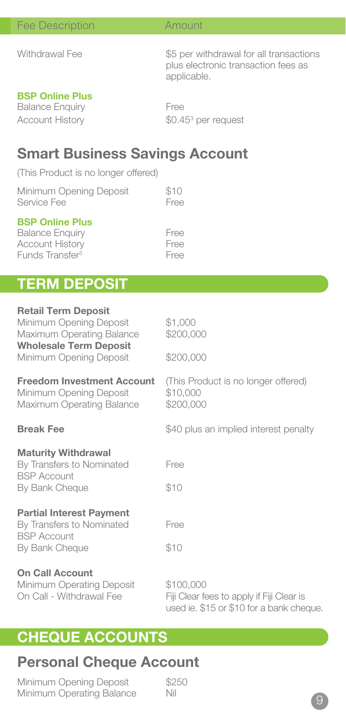| Fee Description | Amount |
| --- | --- |
| Withdrawal Fee | $5 per withdrawal for all transactions plus electronic transaction fees as applicable. |
| **BSP Online Plus** | |
| Balance Enquiry | Free |
| Account History | $0.45[3] per request |

## Smart Business Savings Account

(This Product is no longer offered)

| | |
| --- | --- |
| Minimum Opening Deposit | $10 |
| Service Fee | Free |
| **BSP Online Plus** | |
| Balance Enquiry | Free |
| Account History | Free |
| Funds Transfer[5] | Free |

# TERM DEPOSIT

| | |
| --- | --- |
| **Retail Term Deposit** | |
| Minimum Opening Deposit | $1,000 |
| Maximum Operating Balance | $200,000 |
| **Wholesale Term Deposit** | |
| Minimum Opening Deposit | $200,000 |
| **Freedom Investment Account** | (This Product is no longer offered) |
| Minimum Opening Deposit | $10,000 |
| Maximum Operating Balance | $200,000 |
| **Break Fee** | $40 plus an implied interest penalty |
| **Maturity Withdrawal** | |
| By Transfers to Nominated BSP Account | Free |
| By Bank Cheque | $10 |
| **Partial Interest Payment** | |
| By Transfers to Nominated BSP Account | Free |
| By Bank Cheque | $10 |
| **On Call Account** | |
| Minimum Operating Deposit | $100,000 |
| On Call - Withdrawal Fee | Fiji Clear fees to apply if Fiji Clear is used ie. $15 or $10 for a bank cheque. |

# CHEQUE ACCOUNTS

## Personal Cheque Account

| | |
| --- | --- |
| Minimum Opening Deposit | $250 |
| Minimum Operating Balance | Nil |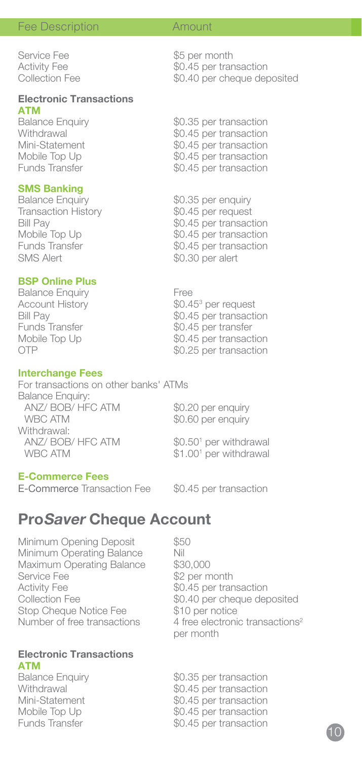| Fee Description | Amount |
| --- | --- |
| Service Fee | $5 per month |
| Activity Fee | $0.45 per transaction |
| Collection Fee | $0.40 per cheque deposited |

**Electronic Transactions**

**ATM**

| | |
| --- | --- |
| Balance Enquiry | $0.35 per transaction |
| Withdrawal | $0.45 per transaction |
| Mini-Statement | $0.45 per transaction |
| Mobile Top Up | $0.45 per transaction |
| Funds Transfer | $0.45 per transaction |

**SMS Banking**

| | |
| --- | --- |
| Balance Enquiry | $0.35 per enquiry |
| Transaction History | $0.45 per request |
| Bill Pay | $0.45 per transaction |
| Mobile Top Up | $0.45 per transaction |
| Funds Transfer | $0.45 per transaction |
| SMS Alert | $0.30 per alert |

**BSP Online Plus**

| | |
| --- | --- |
| Balance Enquiry | Free |
| Account History | $0.45[3] per request |
| Bill Pay | $0.45 per transaction |
| Funds Transfer | $0.45 per transfer |
| Mobile Top Up | $0.45 per transaction |
| OTP | $0.25 per transaction |

**Interchange Fees**

For transactions on other banks' ATMs

| | |
| --- | --- |
| Balance Enquiry: | |
| ANZ/ BOB/ HFC ATM | $0.20 per enquiry |
| WBC ATM | $0.60 per enquiry |
| Withdrawal: | |
| ANZ/ BOB/ HFC ATM | $0.50[1] per withdrawal |
| WBC ATM | $1.00[1] per withdrawal |

**E-Commerce Fees**

| | |
| --- | --- |
| E-Commerce Transaction Fee | $0.45 per transaction |

## Pro*Saver* Cheque Account

| | |
| --- | --- |
| Minimum Opening Deposit | $50 |
| Minimum Operating Balance | Nil |
| Maximum Operating Balance | $30,000 |
| Service Fee | $2 per month |
| Activity Fee | $0.45 per transaction |
| Collection Fee | $0.40 per cheque deposited |
| Stop Cheque Notice Fee | $10 per notice |
| Number of free transactions | 4 free electronic transactions[2] per month |

**Electronic Transactions**

**ATM**

| | |
| --- | --- |
| Balance Enquiry | $0.35 per transaction |
| Withdrawal | $0.45 per transaction |
| Mini-Statement | $0.45 per transaction |
| Mobile Top Up | $0.45 per transaction |
| Funds Transfer | $0.45 per transaction |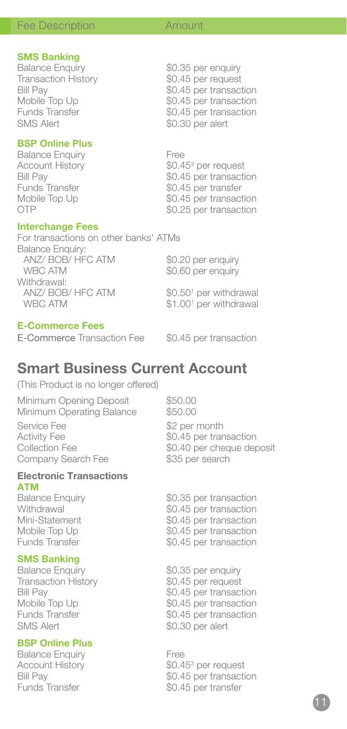| Fee Description | Amount |
| --- | --- |

**SMS Banking**

| | |
| --- | --- |
| Balance Enquiry | $0.35 per enquiry |
| Transaction History | $0.45 per request |
| Bill Pay | $0.45 per transaction |
| Mobile Top Up | $0.45 per transaction |
| Funds Transfer | $0.45 per transaction |
| SMS Alert | $0.30 per alert |

**BSP Online Plus**

| | |
| --- | --- |
| Balance Enquiry | Free |
| Account History | $0.45[3] per request |
| Bill Pay | $0.45 per transaction |
| Funds Transfer | $0.45 per transfer |
| Mobile Top Up | $0.45 per transaction |
| OTP | $0.25 per transaction |

**Interchange Fees**

For transactions on other banks' ATMs

| | |
| --- | --- |
| Balance Enquiry: | |
| ANZ/ BOB/ HFC ATM | $0.20 per enquiry |
| WBC ATM | $0.60 per enquiry |
| Withdrawal: | |
| ANZ/ BOB/ HFC ATM | $0.50[1] per withdrawal |
| WBC ATM | $1.00[1] per withdrawal |

**E-Commerce Fees**

| | |
| --- | --- |
| E-Commerce Transaction Fee | $0.45 per transaction |

## Smart Business Current Account

(This Product is no longer offered)

| | |
| --- | --- |
| Minimum Opening Deposit | $50.00 |
| Minimum Operating Balance | $50.00 |
| Service Fee | $2 per month |
| Activity Fee | $0.45 per transaction |
| Collection Fee | $0.40 per cheque deposit |
| Company Search Fee | $35 per search |

**Electronic Transactions**

**ATM**

| | |
| --- | --- |
| Balance Enquiry | $0.35 per transaction |
| Withdrawal | $0.45 per transaction |
| Mini-Statement | $0.45 per transaction |
| Mobile Top Up | $0.45 per transaction |
| Funds Transfer | $0.45 per transaction |

**SMS Banking**

| | |
| --- | --- |
| Balance Enquiry | $0.35 per enquiry |
| Transaction History | $0.45 per request |
| Bill Pay | $0.45 per transaction |
| Mobile Top Up | $0.45 per transaction |
| Funds Transfer | $0.45 per transaction |
| SMS Alert | $0.30 per alert |

**BSP Online Plus**

| | |
| --- | --- |
| Balance Enquiry | Free |
| Account History | $0.45[3] per request |
| Bill Pay | $0.45 per transaction |
| Funds Transfer | $0.45 per transfer |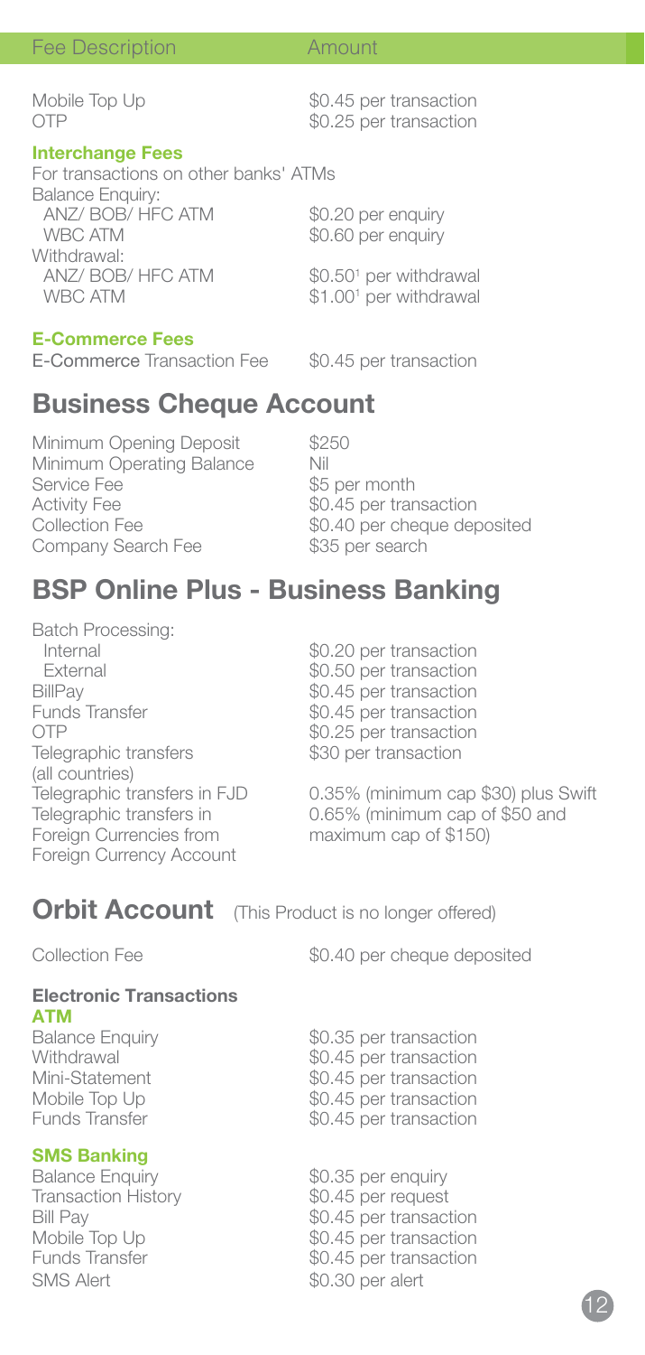| Fee Description | Amount |
|---|---|
| Mobile Top Up | $0.45 per transaction |
| OTP | $0.25 per transaction |

**Interchange Fees**

For transactions on other banks' ATMs

| Fee Description | Amount |
|---|---|
| Balance Enquiry: | |
| ANZ/ BOB/ HFC ATM | $0.20 per enquiry |
| WBC ATM | $0.60 per enquiry |
| Withdrawal: | |
| ANZ/ BOB/ HFC ATM | $0.50[1] per withdrawal |
| WBC ATM | $1.00[1] per withdrawal |

**E-Commerce Fees**

| Fee Description | Amount |
|---|---|
| E-Commerce Transaction Fee | $0.45 per transaction |

## Business Cheque Account

| Fee Description | Amount |
|---|---|
| Minimum Opening Deposit | $250 |
| Minimum Operating Balance | Nil |
| Service Fee | $5 per month |
| Activity Fee | $0.45 per transaction |
| Collection Fee | $0.40 per cheque deposited |
| Company Search Fee | $35 per search |

## BSP Online Plus - Business Banking

| Fee Description | Amount |
|---|---|
| Batch Processing: | |
| Internal | $0.20 per transaction |
| External | $0.50 per transaction |
| BillPay | $0.45 per transaction |
| Funds Transfer | $0.45 per transaction |
| OTP | $0.25 per transaction |
| Telegraphic transfers (all countries) | $30 per transaction |
| Telegraphic transfers in FJD | 0.35% (minimum cap $30) plus Swift |
| Telegraphic transfers in Foreign Currencies from Foreign Currency Account | 0.65% (minimum cap of $50 and maximum cap of $150) |

## Orbit Account (This Product is no longer offered)

| Fee Description | Amount |
|---|---|
| Collection Fee | $0.40 per cheque deposited |

**Electronic Transactions**

**ATM**

| Fee Description | Amount |
|---|---|
| Balance Enquiry | $0.35 per transaction |
| Withdrawal | $0.45 per transaction |
| Mini-Statement | $0.45 per transaction |
| Mobile Top Up | $0.45 per transaction |
| Funds Transfer | $0.45 per transaction |

**SMS Banking**

| Fee Description | Amount |
|---|---|
| Balance Enquiry | $0.35 per enquiry |
| Transaction History | $0.45 per request |
| Bill Pay | $0.45 per transaction |
| Mobile Top Up | $0.45 per transaction |
| Funds Transfer | $0.45 per transaction |
| SMS Alert | $0.30 per alert |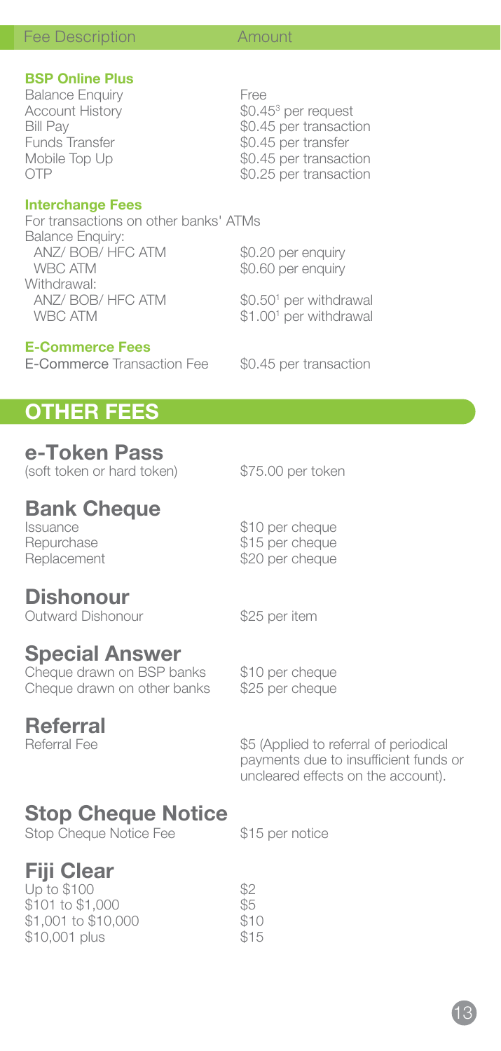| Fee Description | Amount |
| --- | --- |
| **BSP Online Plus** | |
| Balance Enquiry | Free |
| Account History | \$0.45[3] per request |
| Bill Pay | \$0.45 per transaction |
| Funds Transfer | \$0.45 per transfer |
| Mobile Top Up | \$0.45 per transaction |
| OTP | \$0.25 per transaction |
| **Interchange Fees** | |
| For transactions on other banks' ATMs | |
| Balance Enquiry: | |
| ANZ/ BOB/ HFC ATM | \$0.20 per enquiry |
| WBC ATM | \$0.60 per enquiry |
| Withdrawal: | |
| ANZ/ BOB/ HFC ATM | \$0.50[1] per withdrawal |
| WBC ATM | \$1.00[1] per withdrawal |
| **E-Commerce Fees** | |
| E-Commerce Transaction Fee | \$0.45 per transaction |

## OTHER FEES

### e-Token Pass

| | |
| --- | --- |
| (soft token or hard token) | \$75.00 per token |

### Bank Cheque

| | |
| --- | --- |
| Issuance | \$10 per cheque |
| Repurchase | \$15 per cheque |
| Replacement | \$20 per cheque |

### Dishonour

| | |
| --- | --- |
| Outward Dishonour | \$25 per item |

### Special Answer

| | |
| --- | --- |
| Cheque drawn on BSP banks | \$10 per cheque |
| Cheque drawn on other banks | \$25 per cheque |

### Referral

| | |
| --- | --- |
| Referral Fee | \$5 (Applied to referral of periodical payments due to insufficient funds or uncleared effects on the account). |

### Stop Cheque Notice

| | |
| --- | --- |
| Stop Cheque Notice Fee | \$15 per notice |

### Fiji Clear

| | |
| --- | --- |
| Up to \$100 | \$2 |
| \$101 to \$1,000 | \$5 |
| \$1,001 to \$10,000 | \$10 |
| \$10,001 plus | \$15 |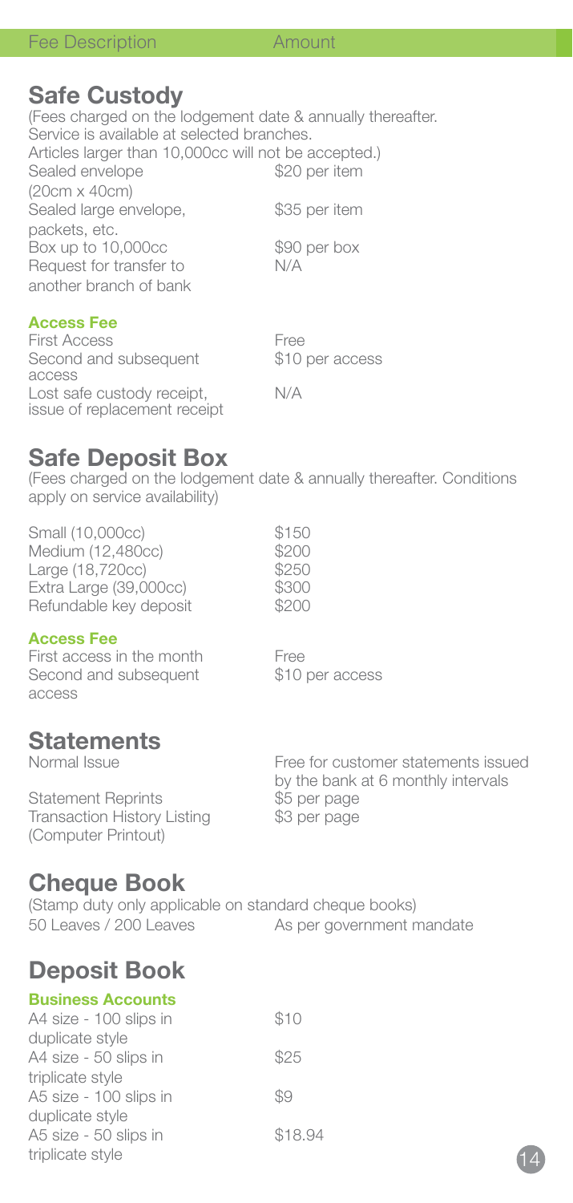| Fee Description | Amount |
| --- | --- |

## Safe Custody

(Fees charged on the lodgement date & annually thereafter. Service is available at selected branches. Articles larger than 10,000cc will not be accepted.)

| Fee Description | Amount |
| --- | --- |
| Sealed envelope (20cm x 40cm) | $20 per item |
| Sealed large envelope, packets, etc. | $35 per item |
| Box up to 10,000cc | $90 per box |
| Request for transfer to another branch of bank | N/A |

### Access Fee

| Fee Description | Amount |
| --- | --- |
| First Access | Free |
| Second and subsequent access | $10 per access |
| Lost safe custody receipt, issue of replacement receipt | N/A |

## Safe Deposit Box

(Fees charged on the lodgement date & annually thereafter. Conditions apply on service availability)

| Fee Description | Amount |
| --- | --- |
| Small (10,000cc) | $150 |
| Medium (12,480cc) | $200 |
| Large (18,720cc) | $250 |
| Extra Large (39,000cc) | $300 |
| Refundable key deposit | $200 |

### Access Fee

| Fee Description | Amount |
| --- | --- |
| First access in the month | Free |
| Second and subsequent access | $10 per access |

## Statements

| Fee Description | Amount |
| --- | --- |
| Normal Issue | Free for customer statements issued by the bank at 6 monthly intervals |
| Statement Reprints | $5 per page |
| Transaction History Listing (Computer Printout) | $3 per page |

## Cheque Book

(Stamp duty only applicable on standard cheque books)

| Fee Description | Amount |
| --- | --- |
| 50 Leaves / 200 Leaves | As per government mandate |

## Deposit Book

### Business Accounts

| Fee Description | Amount |
| --- | --- |
| A4 size - 100 slips in duplicate style | $10 |
| A4 size - 50 slips in triplicate style | $25 |
| A5 size - 100 slips in duplicate style | $9 |
| A5 size - 50 slips in triplicate style | $18.94 |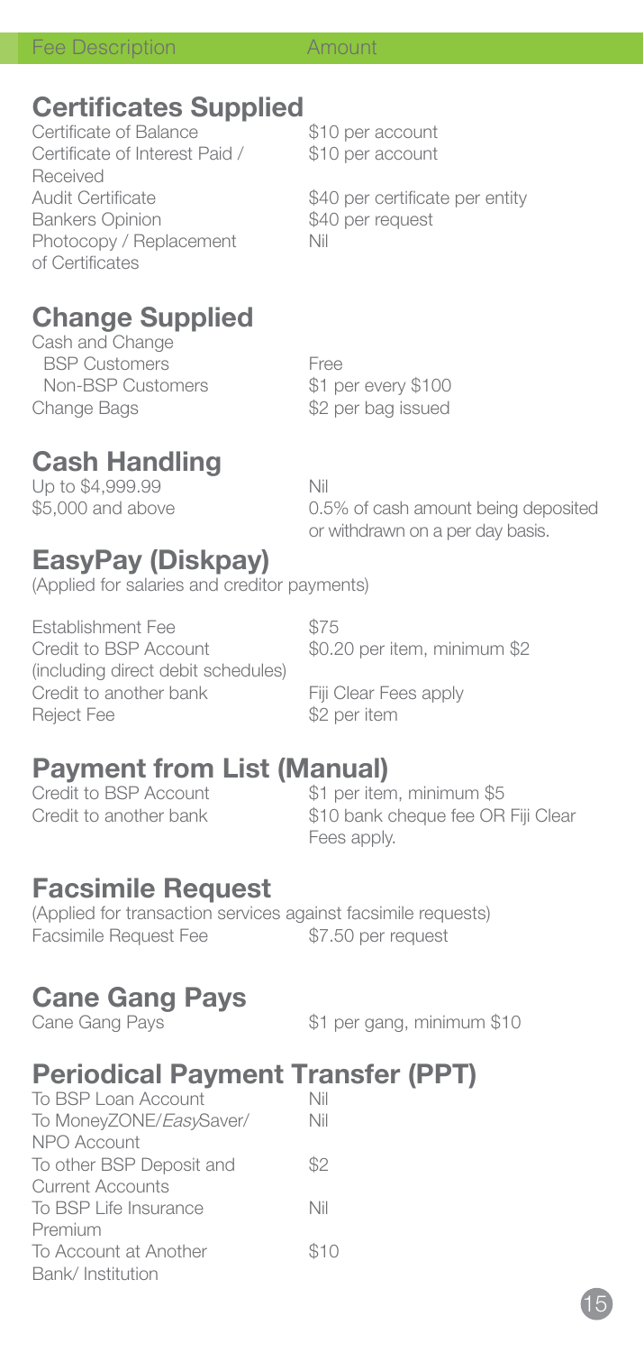| Fee Description | Amount |
|---|---|

## Certificates Supplied

| Fee Description | Amount |
|---|---|
| Certificate of Balance | $10 per account |
| Certificate of Interest Paid / Received | $10 per account |
| Audit Certificate | $40 per certificate per entity |
| Bankers Opinion | $40 per request |
| Photocopy / Replacement of Certificates | Nil |

## Change Supplied

| Fee Description | Amount |
|---|---|
| Cash and Change | |
| BSP Customers | Free |
| Non-BSP Customers | $1 per every $100 |
| Change Bags | $2 per bag issued |

## Cash Handling

| Fee Description | Amount |
|---|---|
| Up to $4,999.99 | Nil |
| $5,000 and above | 0.5% of cash amount being deposited or withdrawn on a per day basis. |

## EasyPay (Diskpay)

(Applied for salaries and creditor payments)

| Fee Description | Amount |
|---|---|
| Establishment Fee | $75 |
| Credit to BSP Account (including direct debit schedules) | $0.20 per item, minimum $2 |
| Credit to another bank | Fiji Clear Fees apply |
| Reject Fee | $2 per item |

## Payment from List (Manual)

| Fee Description | Amount |
|---|---|
| Credit to BSP Account | $1 per item, minimum $5 |
| Credit to another bank | $10 bank cheque fee OR Fiji Clear Fees apply. |

## Facsimile Request

(Applied for transaction services against facsimile requests)

| Fee Description | Amount |
|---|---|
| Facsimile Request Fee | $7.50 per request |

## Cane Gang Pays

| Fee Description | Amount |
|---|---|
| Cane Gang Pays | $1 per gang, minimum $10 |

## Periodical Payment Transfer (PPT)

| Fee Description | Amount |
|---|---|
| To BSP Loan Account | Nil |
| To MoneyZONE/*Easy*Saver/ NPO Account | Nil |
| To other BSP Deposit and Current Accounts | $2 |
| To BSP Life Insurance Premium | Nil |
| To Account at Another Bank/ Institution | $10 |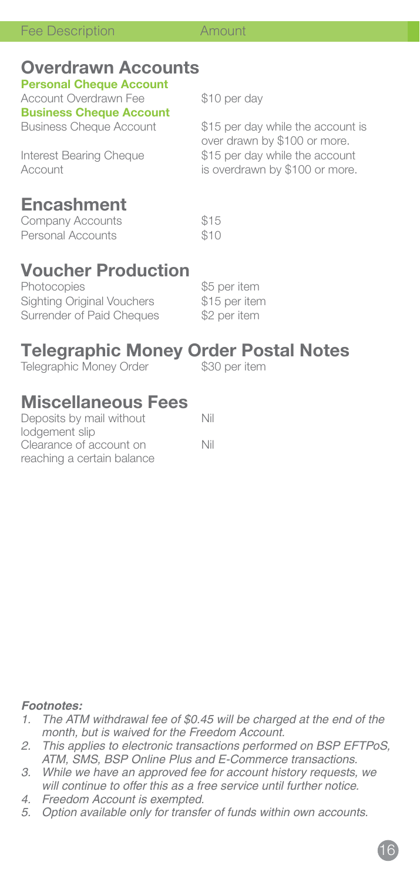| Fee Description | Amount |
| --- | --- |

## Overdrawn Accounts

**Personal Cheque Account**

| | |
| --- | --- |
| Account Overdrawn Fee | $10 per day |

**Business Cheque Account**

| | |
| --- | --- |
| Business Cheque Account | $15 per day while the account is over drawn by $100 or more. |
| Interest Bearing Cheque Account | $15 per day while the account is overdrawn by $100 or more. |

## Encashment

| | |
| --- | --- |
| Company Accounts | $15 |
| Personal Accounts | $10 |

## Voucher Production

| | |
| --- | --- |
| Photocopies | $5 per item |
| Sighting Original Vouchers | $15 per item |
| Surrender of Paid Cheques | $2 per item |

## Telegraphic Money Order Postal Notes

| | |
| --- | --- |
| Telegraphic Money Order | $30 per item |

## Miscellaneous Fees

| | |
| --- | --- |
| Deposits by mail without lodgement slip | Nil |
| Clearance of account on reaching a certain balance | Nil |

***Footnotes:***

1. *The ATM withdrawal fee of $0.45 will be charged at the end of the month, but is waived for the Freedom Account.*
2. *This applies to electronic transactions performed on BSP EFTPoS, ATM, SMS, BSP Online Plus and E-Commerce transactions.*
3. *While we have an approved fee for account history requests, we will continue to offer this as a free service until further notice.*
4. *Freedom Account is exempted.*
5. *Option available only for transfer of funds within own accounts.*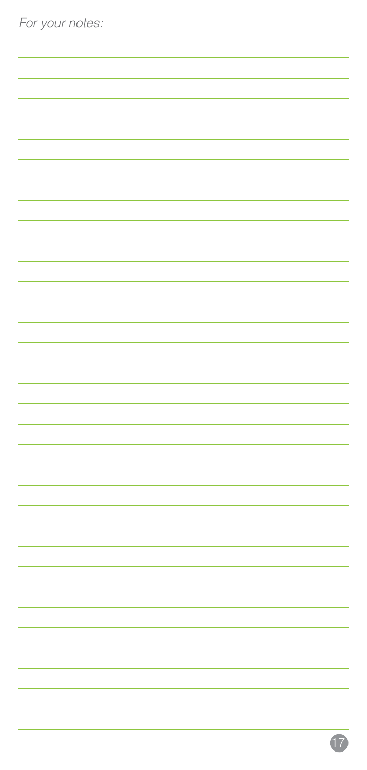*For your notes:*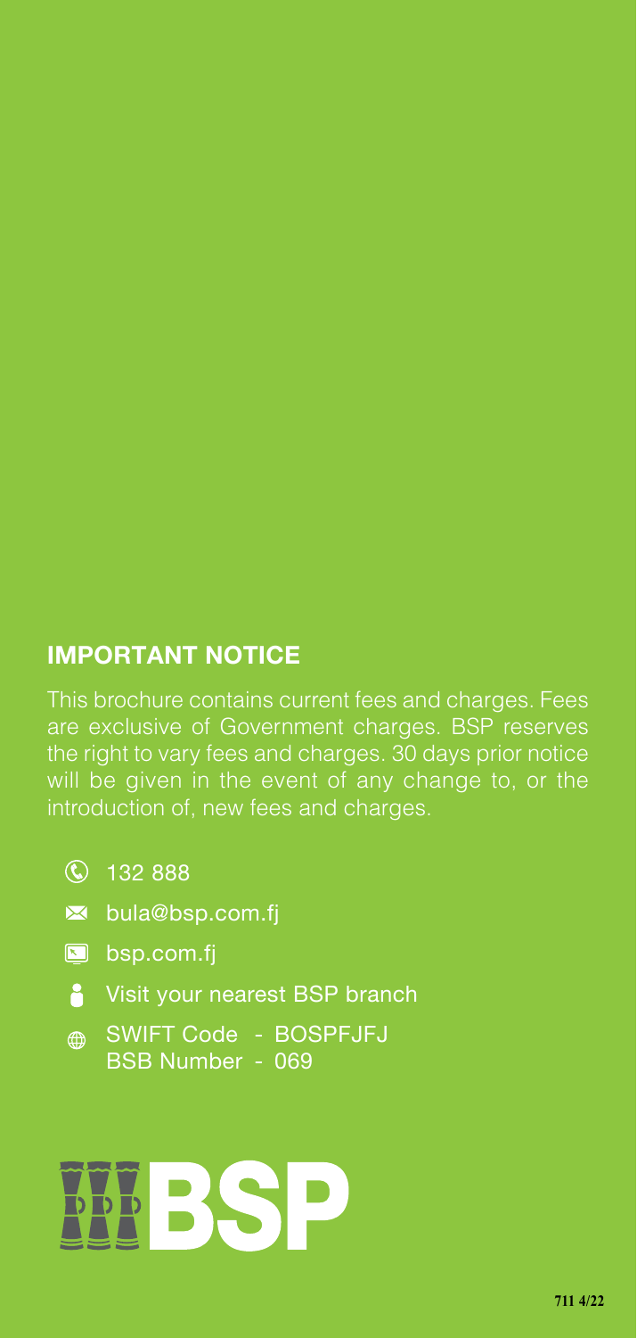## IMPORTANT NOTICE

This brochure contains current fees and charges. Fees are exclusive of Government charges. BSP reserves the right to vary fees and charges. 30 days prior notice will be given in the event of any change to, or the introduction of, new fees and charges.

- 132 888
- bula@bsp.com.fj
- bsp.com.fj
- Visit your nearest BSP branch
- SWIFT Code - BOSPFJFJ
  BSB Number - 069

BSP

711 4/22